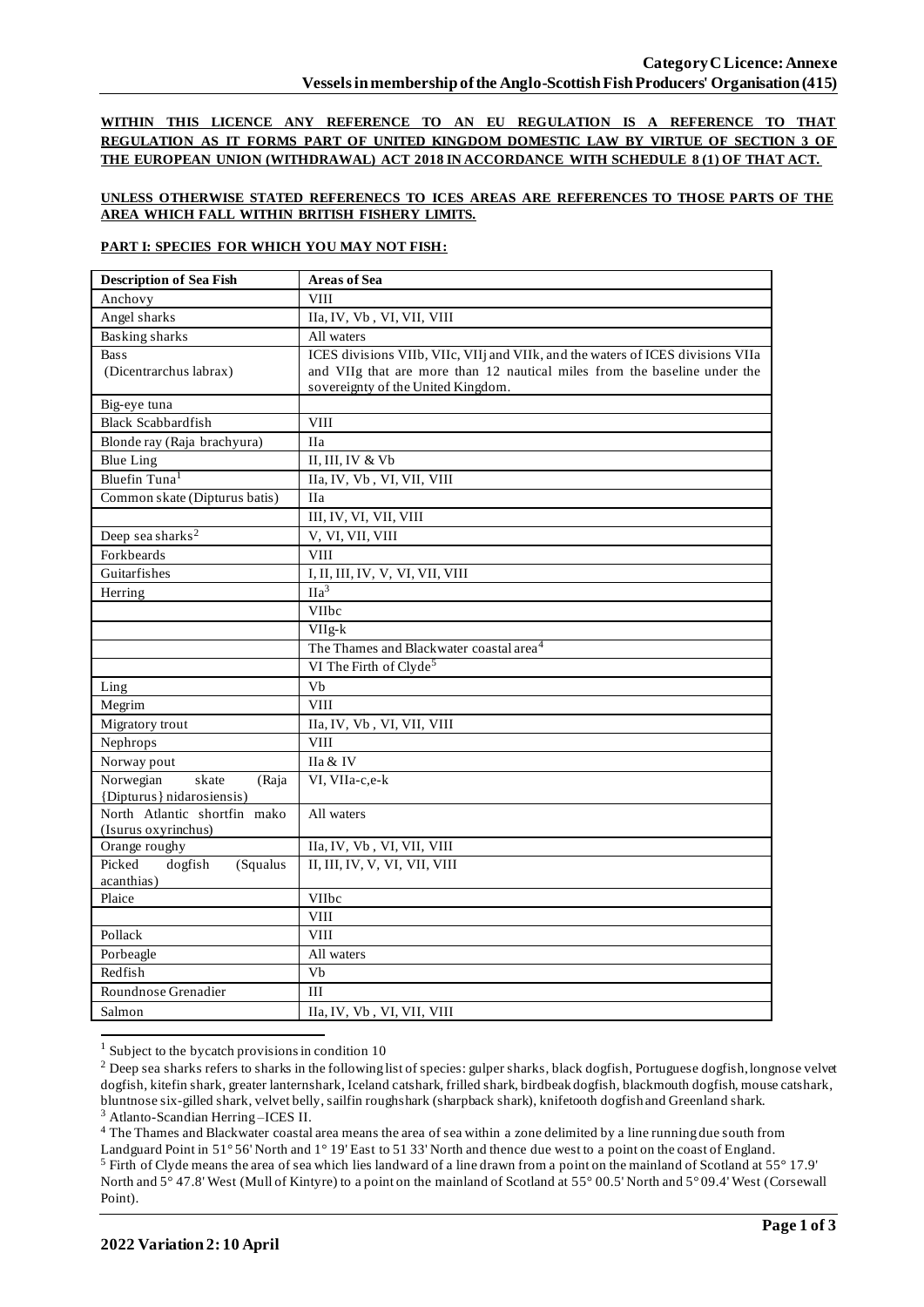**Category C Licence: Annexe**
**Vessels in membership of the Anglo-Scottish Fish Producers' Organisation (415)**

**WITHIN THIS LICENCE ANY REFERENCE TO AN EU REGULATION IS A REFERENCE TO THAT REGULATION AS IT FORMS PART OF UNITED KINGDOM DOMESTIC LAW BY VIRTUE OF SECTION 3 OF THE EUROPEAN UNION (WITHDRAWAL) ACT 2018 IN ACCORDANCE WITH SCHEDULE 8 (1) OF THAT ACT.**

**UNLESS OTHERWISE STATED REFERENECS TO ICES AREAS ARE REFERENCES TO THOSE PARTS OF THE AREA WHICH FALL WITHIN BRITISH FISHERY LIMITS.**

**PART I: SPECIES FOR WHICH YOU MAY NOT FISH:**

| Description of Sea Fish | Areas of Sea |
|---|---|
| Anchovy | VIII |
| Angel sharks | IIa, IV, Vb , VI, VII, VIII |
| Basking sharks | All waters |
| Bass (Dicentrarchus labrax) | ICES divisions VIIb, VIIc, VIIj and VIIk, and the waters of ICES divisions VIIa and VIIg that are more than 12 nautical miles from the baseline under the sovereignty of the United Kingdom. |
| Big-eye tuna | |
| Black Scabbardfish | VIII |
| Blonde ray (Raja brachyura) | IIa |
| Blue Ling | II, III, IV & Vb |
| Bluefin Tuna[1] | IIa, IV, Vb , VI, VII, VIII |
| Common skate (Dipturus batis) | IIa |
| | III, IV, VI, VII, VIII |
| Deep sea sharks[2] | V, VI, VII, VIII |
| Forkbeards | VIII |
| Guitarfishes | I, II, III, IV, V, VI, VII, VIII |
| Herring | IIa[3] |
| | VIIbc |
| | VIIg-k |
| | The Thames and Blackwater coastal area[4] |
| | VI The Firth of Clyde[5] |
| Ling | Vb |
| Megrim | VIII |
| Migratory trout | IIa, IV, Vb , VI, VII, VIII |
| Nephrops | VIII |
| Norway pout | IIa & IV |
| Norwegian skate (Raja {Dipturus} nidarosiensis) | VI, VIIa-c,e-k |
| North Atlantic shortfin mako (Isurus oxyrinchus) | All waters |
| Orange roughy | IIa, IV, Vb , VI, VII, VIII |
| Picked dogfish (Squalus acanthias) | II, III, IV, V, VI, VII, VIII |
| Plaice | VIIbc |
| | VIII |
| Pollack | VIII |
| Porbeagle | All waters |
| Redfish | Vb |
| Roundnose Grenadier | III |
| Salmon | IIa, IV, Vb , VI, VII, VIII |

[1] Subject to the bycatch provisions in condition 10

[2] Deep sea sharks refers to sharks in the following list of species: gulper sharks, black dogfish, Portuguese dogfish, longnose velvet dogfish, kitefin shark, greater lanternshark, Iceland catshark, frilled shark, birdbeak dogfish, blackmouth dogfish, mouse catshark, bluntnose six-gilled shark, velvet belly, sailfin roughshark (sharpback shark), knifetooth dogfish and Greenland shark.

[3] Atlanto-Scandian Herring –ICES II.

[4] The Thames and Blackwater coastal area means the area of sea within a zone delimited by a line running due south from Landguard Point in 51° 56' North and 1° 19' East to 51 33' North and thence due west to a point on the coast of England.

[5] Firth of Clyde means the area of sea which lies landward of a line drawn from a point on the mainland of Scotland at 55° 17.9' North and 5° 47.8' West (Mull of Kintyre) to a point on the mainland of Scotland at 55° 00.5' North and 5° 09.4' West (Corsewall Point).

**2022 Variation 2: 10 April**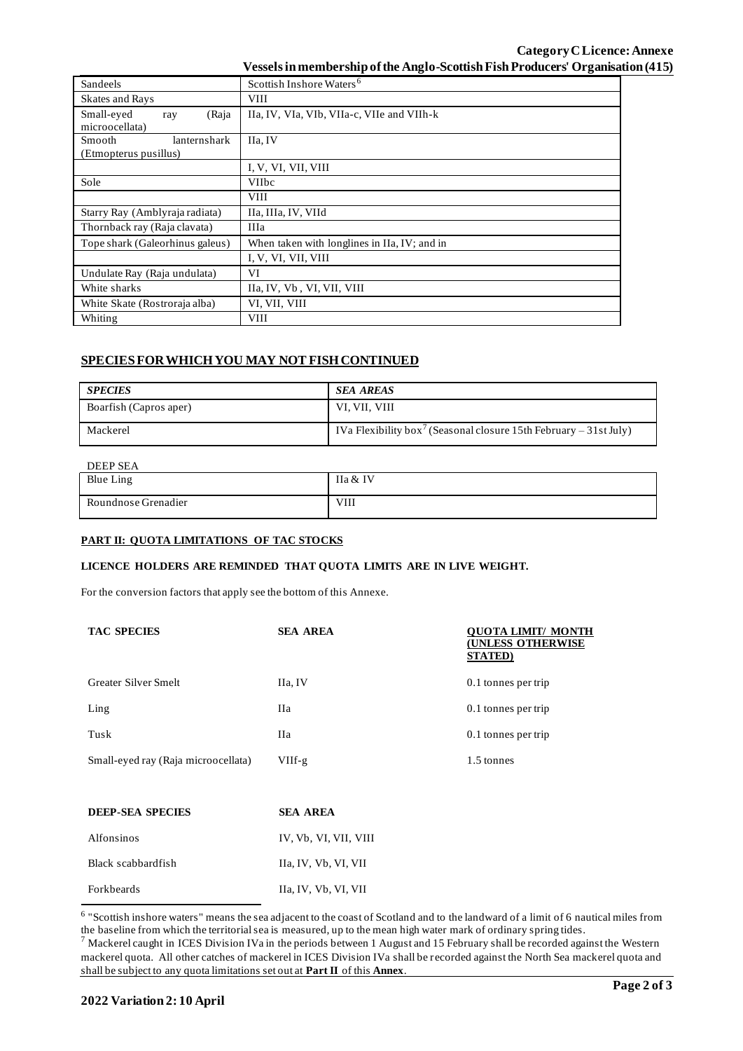| Sandeels | Scottish Inshore Waters[6] |
|---|---|
| Skates and Rays | VIII |
| Small-eyed ray (Raja microocellata) | IIa, IV, VIa, VIb, VIIa-c, VIIe and VIIh-k |
| Smooth lanternshark (Etmopterus pusillus) | IIa, IV |
| | I, V, VI, VII, VIII |
| Sole | VIIbc |
| | VIII |
| Starry Ray (Amblyraja radiata) | IIa, IIIa, IV, VIId |
| Thornback ray (Raja clavata) | IIIa |
| Tope shark (Galeorhinus galeus) | When taken with longlines in IIa, IV; and in |
| | I, V, VI, VII, VIII |
| Undulate Ray (Raja undulata) | VI |
| White sharks | IIa, IV, Vb , VI, VII, VIII |
| White Skate (Rostroraja alba) | VI, VII, VIII |
| Whiting | VIII |

## SPECIES FOR WHICH YOU MAY NOT FISH CONTINUED

| *SPECIES* | *SEA AREAS* |
|---|---|
| Boarfish (Capros aper) | VI, VII, VIII |
| Mackerel | IVa Flexibility box[7] (Seasonal closure 15th February – 31st July) |

DEEP SEA

| | |
|---|---|
| Blue Ling | IIa & IV |
| Roundnose Grenadier | VIII |

### PART II: QUOTA LIMITATIONS OF TAC STOCKS

**LICENCE HOLDERS ARE REMINDED THAT QUOTA LIMITS ARE IN LIVE WEIGHT.**

For the conversion factors that apply see the bottom of this Annexe.

| TAC SPECIES | SEA AREA | QUOTA LIMIT/ MONTH (UNLESS OTHERWISE STATED) |
|---|---|---|
| Greater Silver Smelt | IIa, IV | 0.1 tonnes per trip |
| Ling | IIa | 0.1 tonnes per trip |
| Tusk | IIa | 0.1 tonnes per trip |
| Small-eyed ray (Raja microocellata) | VIIf-g | 1.5 tonnes |

| DEEP-SEA SPECIES | SEA AREA |
|---|---|
| Alfonsinos | IV, Vb, VI, VII, VIII |
| Black scabbardfish | IIa, IV, Vb, VI, VII |
| Forkbeards | IIa, IV, Vb, VI, VII |

[6] "Scottish inshore waters" means the sea adjacent to the coast of Scotland and to the landward of a limit of 6 nautical miles from the baseline from which the territorial sea is measured, up to the mean high water mark of ordinary spring tides.

[7] Mackerel caught in ICES Division IVa in the periods between 1 August and 15 February shall be recorded against the Western mackerel quota. All other catches of mackerel in ICES Division IVa shall be recorded against the North Sea mackerel quota and shall be subject to any quota limitations set out at **Part II** of this **Annex**.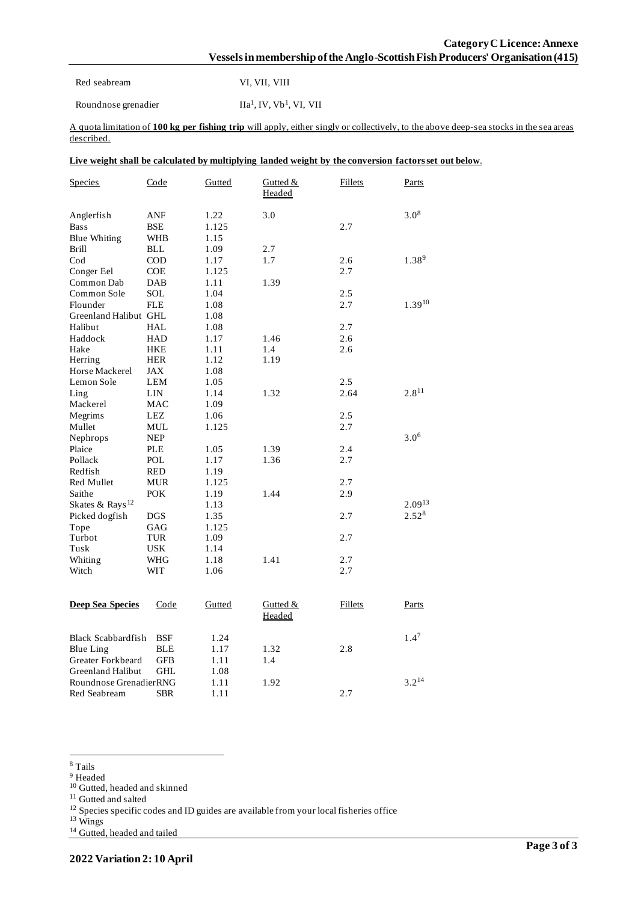| | |
|---|---|
| Red seabream | VI, VII, VIII |
| Roundnose grenadier | IIa[1], IV, Vb[1], VI, VII |

A quota limitation of **100 kg per fishing trip** will apply, either singly or collectively, to the above deep-sea stocks in the sea areas described.

**Live weight shall be calculated by multiplying landed weight by the conversion factors set out below**.

| Species | Code | Gutted | Gutted & Headed | Fillets | Parts |
|---|---|---|---|---|---|
| Anglerfish | ANF | 1.22 | 3.0 | | 3.0[8] |
| Bass | BSE | 1.125 | | 2.7 | |
| Blue Whiting | WHB | 1.15 | | | |
| Brill | BLL | 1.09 | 2.7 | | |
| Cod | COD | 1.17 | 1.7 | 2.6 | 1.38[9] |
| Conger Eel | COE | 1.125 | | 2.7 | |
| Common Dab | DAB | 1.11 | 1.39 | | |
| Common Sole | SOL | 1.04 | | 2.5 | |
| Flounder | FLE | 1.08 | | 2.7 | 1.39[10] |
| Greenland Halibut | GHL | 1.08 | | | |
| Halibut | HAL | 1.08 | | 2.7 | |
| Haddock | HAD | 1.17 | 1.46 | 2.6 | |
| Hake | HKE | 1.11 | 1.4 | 2.6 | |
| Herring | HER | 1.12 | 1.19 | | |
| Horse Mackerel | JAX | 1.08 | | | |
| Lemon Sole | LEM | 1.05 | | 2.5 | |
| Ling | LIN | 1.14 | 1.32 | 2.64 | 2.8[11] |
| Mackerel | MAC | 1.09 | | | |
| Megrims | LEZ | 1.06 | | 2.5 | |
| Mullet | MUL | 1.125 | | 2.7 | |
| Nephrops | NEP | | | | 3.0[6] |
| Plaice | PLE | 1.05 | 1.39 | 2.4 | |
| Pollack | POL | 1.17 | 1.36 | 2.7 | |
| Redfish | RED | 1.19 | | | |
| Red Mullet | MUR | 1.125 | | 2.7 | |
| Saithe | POK | 1.19 | 1.44 | 2.9 | |
| Skates & Rays[12] | | 1.13 | | | 2.09[13] |
| Picked dogfish | DGS | 1.35 | | 2.7 | 2.52[8] |
| Tope | GAG | 1.125 | | | |
| Turbot | TUR | 1.09 | | 2.7 | |
| Tusk | USK | 1.14 | | | |
| Whiting | WHG | 1.18 | 1.41 | 2.7 | |
| Witch | WIT | 1.06 | | 2.7 | |

| **Deep Sea Species** | Code | Gutted | Gutted & Headed | Fillets | Parts |
|---|---|---|---|---|---|
| Black Scabbardfish | BSF | 1.24 | | | 1.4[7] |
| Blue Ling | BLE | 1.17 | 1.32 | 2.8 | |
| Greater Forkbeard | GFB | 1.11 | 1.4 | | |
| Greenland Halibut | GHL | 1.08 | | | |
| Roundnose Grenadier | RNG | 1.11 | 1.92 | | 3.2[14] |
| Red Seabream | SBR | 1.11 | | 2.7 | |

---

[8] Tails

[9] Headed

[10] Gutted, headed and skinned

[11] Gutted and salted

[12] Species specific codes and ID guides are available from your local fisheries office

[13] Wings

[14] Gutted, headed and tailed

**2022 Variation 2: 10 April**